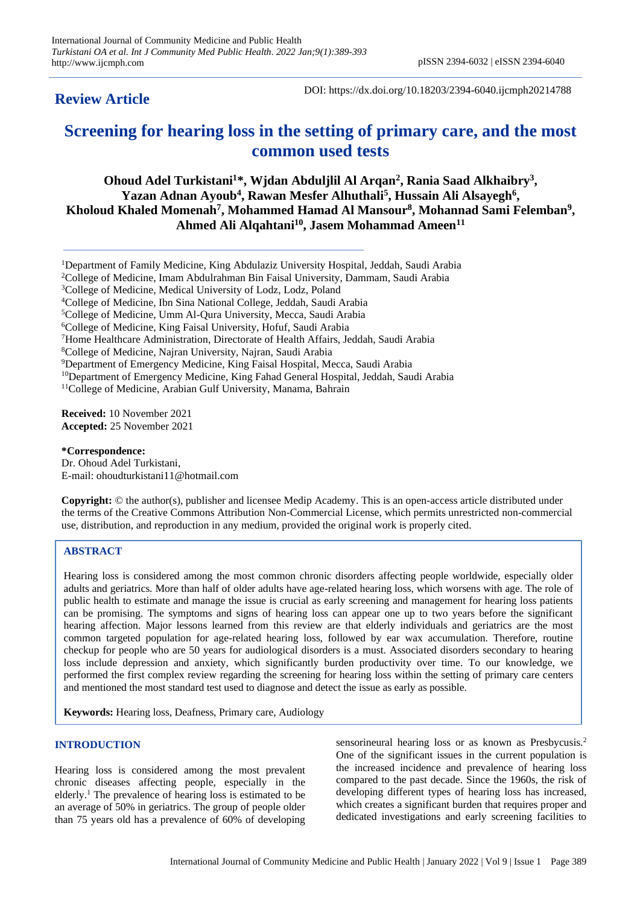**Review Article**

DOI: https://dx.doi.org/10.18203/2394-6040.ijcmph20214788

# Screening for hearing loss in the setting of primary care, and the most common used tests

**Ohoud Adel Turkistani[1]\*, Wjdan Abduljlil Al Arqan[2], Rania Saad Alkhaibry[3], Yazan Adnan Ayoub[4], Rawan Mesfer Alhuthali[5], Hussain Ali Alsayegh[6], Kholoud Khaled Momenah[7], Mohammed Hamad Al Mansour[8], Mohannad Sami Felemban[9], Ahmed Ali Alqahtani[10], Jasem Mohammad Ameen[11]**

[1]Department of Family Medicine, King Abdulaziz University Hospital, Jeddah, Saudi Arabia
[2]College of Medicine, Imam Abdulrahman Bin Faisal University, Dammam, Saudi Arabia
[3]College of Medicine, Medical University of Lodz, Lodz, Poland
[4]College of Medicine, Ibn Sina National College, Jeddah, Saudi Arabia
[5]College of Medicine, Umm Al-Qura University, Mecca, Saudi Arabia
[6]College of Medicine, King Faisal University, Hofuf, Saudi Arabia
[7]Home Healthcare Administration, Directorate of Health Affairs, Jeddah, Saudi Arabia
[8]College of Medicine, Najran University, Najran, Saudi Arabia
[9]Department of Emergency Medicine, King Faisal Hospital, Mecca, Saudi Arabia
[10]Department of Emergency Medicine, King Fahad General Hospital, Jeddah, Saudi Arabia
[11]College of Medicine, Arabian Gulf University, Manama, Bahrain

**Received:** 10 November 2021
**Accepted:** 25 November 2021

**\*Correspondence:**
Dr. Ohoud Adel Turkistani,
E-mail: ohoudturkistani11@hotmail.com

**Copyright:** © the author(s), publisher and licensee Medip Academy. This is an open-access article distributed under the terms of the Creative Commons Attribution Non-Commercial License, which permits unrestricted non-commercial use, distribution, and reproduction in any medium, provided the original work is properly cited.

## ABSTRACT

Hearing loss is considered among the most common chronic disorders affecting people worldwide, especially older adults and geriatrics. More than half of older adults have age-related hearing loss, which worsens with age. The role of public health to estimate and manage the issue is crucial as early screening and management for hearing loss patients can be promising. The symptoms and signs of hearing loss can appear one up to two years before the significant hearing affection. Major lessons learned from this review are that elderly individuals and geriatrics are the most common targeted population for age-related hearing loss, followed by ear wax accumulation. Therefore, routine checkup for people who are 50 years for audiological disorders is a must. Associated disorders secondary to hearing loss include depression and anxiety, which significantly burden productivity over time. To our knowledge, we performed the first complex review regarding the screening for hearing loss within the setting of primary care centers and mentioned the most standard test used to diagnose and detect the issue as early as possible.

**Keywords:** Hearing loss, Deafness, Primary care, Audiology

## INTRODUCTION

Hearing loss is considered among the most prevalent chronic diseases affecting people, especially in the elderly.[1] The prevalence of hearing loss is estimated to be an average of 50% in geriatrics. The group of people older than 75 years old has a prevalence of 60% of developing sensorineural hearing loss or as known as Presbycusis.[2] One of the significant issues in the current population is the increased incidence and prevalence of hearing loss compared to the past decade. Since the 1960s, the risk of developing different types of hearing loss has increased, which creates a significant burden that requires proper and dedicated investigations and early screening facilities to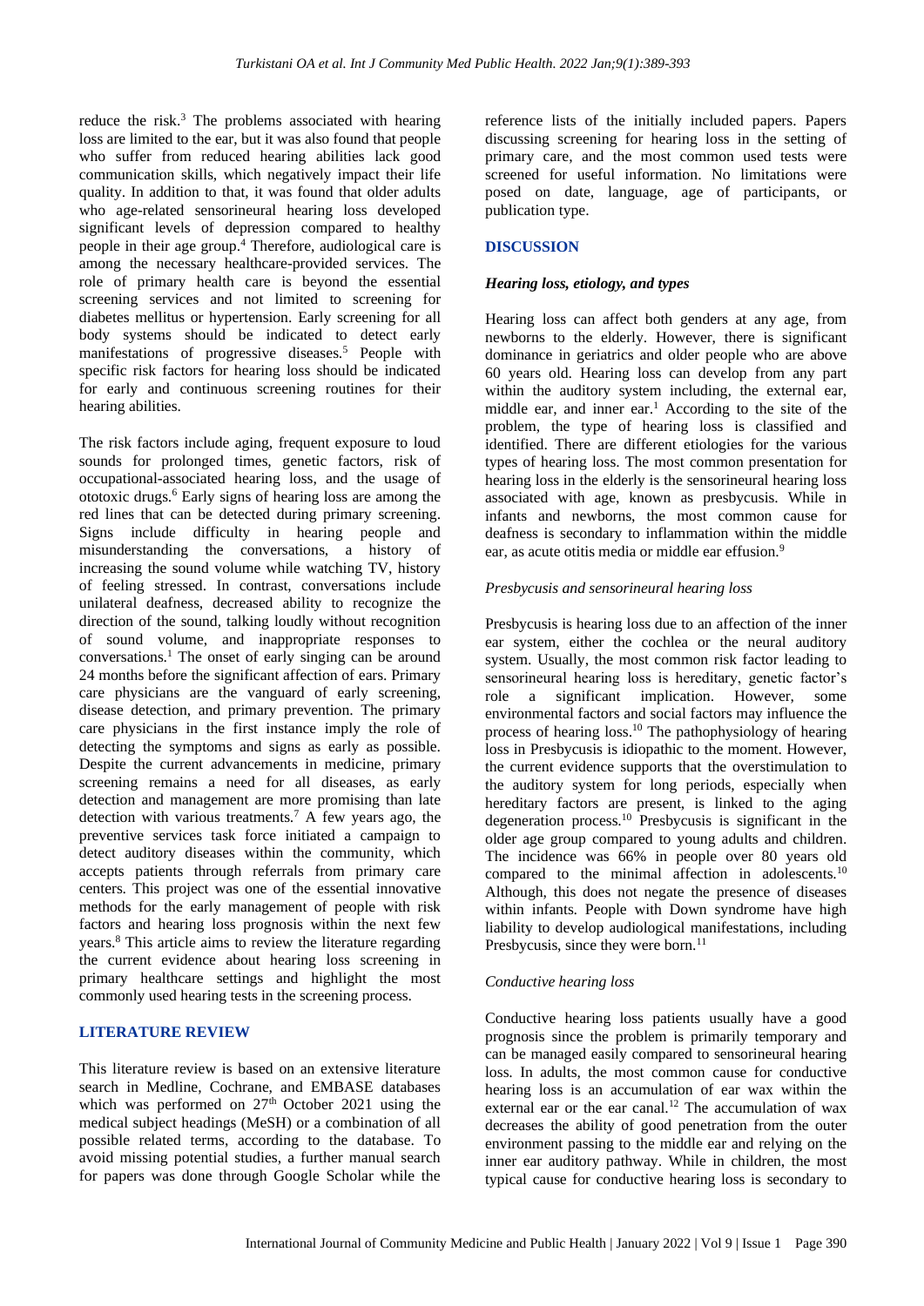reduce the risk.[3] The problems associated with hearing loss are limited to the ear, but it was also found that people who suffer from reduced hearing abilities lack good communication skills, which negatively impact their life quality. In addition to that, it was found that older adults who age-related sensorineural hearing loss developed significant levels of depression compared to healthy people in their age group.[4] Therefore, audiological care is among the necessary healthcare-provided services. The role of primary health care is beyond the essential screening services and not limited to screening for diabetes mellitus or hypertension. Early screening for all body systems should be indicated to detect early manifestations of progressive diseases.[5] People with specific risk factors for hearing loss should be indicated for early and continuous screening routines for their hearing abilities.

The risk factors include aging, frequent exposure to loud sounds for prolonged times, genetic factors, risk of occupational-associated hearing loss, and the usage of ototoxic drugs.[6] Early signs of hearing loss are among the red lines that can be detected during primary screening. Signs include difficulty in hearing people and misunderstanding the conversations, a history of increasing the sound volume while watching TV, history of feeling stressed. In contrast, conversations include unilateral deafness, decreased ability to recognize the direction of the sound, talking loudly without recognition of sound volume, and inappropriate responses to conversations.[1] The onset of early singing can be around 24 months before the significant affection of ears. Primary care physicians are the vanguard of early screening, disease detection, and primary prevention. The primary care physicians in the first instance imply the role of detecting the symptoms and signs as early as possible. Despite the current advancements in medicine, primary screening remains a need for all diseases, as early detection and management are more promising than late detection with various treatments.[7] A few years ago, the preventive services task force initiated a campaign to detect auditory diseases within the community, which accepts patients through referrals from primary care centers. This project was one of the essential innovative methods for the early management of people with risk factors and hearing loss prognosis within the next few years.[8] This article aims to review the literature regarding the current evidence about hearing loss screening in primary healthcare settings and highlight the most commonly used hearing tests in the screening process.

## LITERATURE REVIEW

This literature review is based on an extensive literature search in Medline, Cochrane, and EMBASE databases which was performed on 27th October 2021 using the medical subject headings (MeSH) or a combination of all possible related terms, according to the database. To avoid missing potential studies, a further manual search for papers was done through Google Scholar while the reference lists of the initially included papers. Papers discussing screening for hearing loss in the setting of primary care, and the most common used tests were screened for useful information. No limitations were posed on date, language, age of participants, or publication type.

## DISCUSSION

### *Hearing loss, etiology, and types*

Hearing loss can affect both genders at any age, from newborns to the elderly. However, there is significant dominance in geriatrics and older people who are above 60 years old. Hearing loss can develop from any part within the auditory system including, the external ear, middle ear, and inner ear.[1] According to the site of the problem, the type of hearing loss is classified and identified. There are different etiologies for the various types of hearing loss. The most common presentation for hearing loss in the elderly is the sensorineural hearing loss associated with age, known as presbycusis. While in infants and newborns, the most common cause for deafness is secondary to inflammation within the middle ear, as acute otitis media or middle ear effusion.[9]

#### *Presbycusis and sensorineural hearing loss*

Presbycusis is hearing loss due to an affection of the inner ear system, either the cochlea or the neural auditory system. Usually, the most common risk factor leading to sensorineural hearing loss is hereditary, genetic factor's role a significant implication. However, some environmental factors and social factors may influence the process of hearing loss.[10] The pathophysiology of hearing loss in Presbycusis is idiopathic to the moment. However, the current evidence supports that the overstimulation to the auditory system for long periods, especially when hereditary factors are present, is linked to the aging degeneration process.[10] Presbycusis is significant in the older age group compared to young adults and children. The incidence was 66% in people over 80 years old compared to the minimal affection in adolescents.[10] Although, this does not negate the presence of diseases within infants. People with Down syndrome have high liability to develop audiological manifestations, including Presbycusis, since they were born.[11]

#### *Conductive hearing loss*

Conductive hearing loss patients usually have a good prognosis since the problem is primarily temporary and can be managed easily compared to sensorineural hearing loss. In adults, the most common cause for conductive hearing loss is an accumulation of ear wax within the external ear or the ear canal.[12] The accumulation of wax decreases the ability of good penetration from the outer environment passing to the middle ear and relying on the inner ear auditory pathway. While in children, the most typical cause for conductive hearing loss is secondary to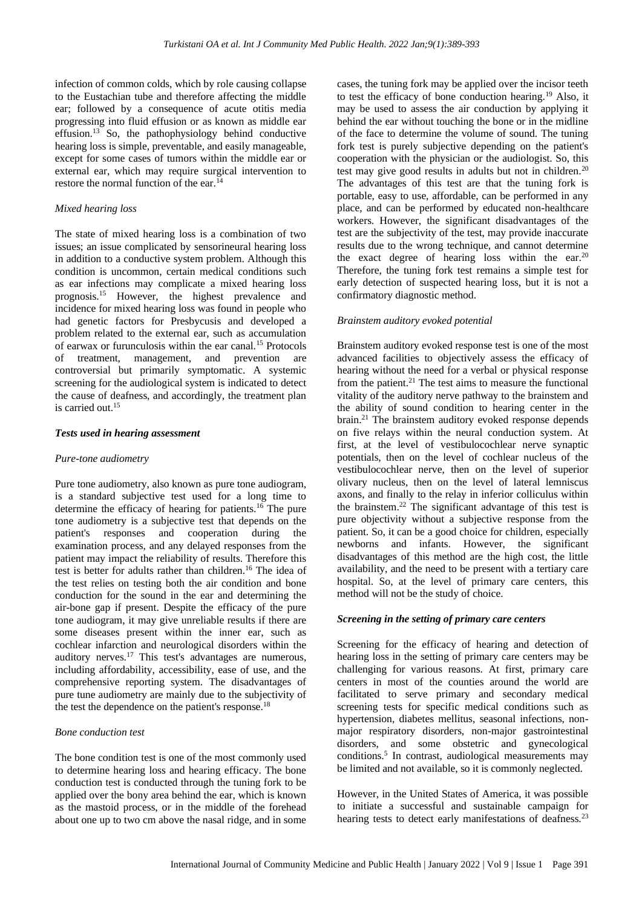infection of common colds, which by role causing collapse to the Eustachian tube and therefore affecting the middle ear; followed by a consequence of acute otitis media progressing into fluid effusion or as known as middle ear effusion.[13] So, the pathophysiology behind conductive hearing loss is simple, preventable, and easily manageable, except for some cases of tumors within the middle ear or external ear, which may require surgical intervention to restore the normal function of the ear.[14]

#### *Mixed hearing loss*

The state of mixed hearing loss is a combination of two issues; an issue complicated by sensorineural hearing loss in addition to a conductive system problem. Although this condition is uncommon, certain medical conditions such as ear infections may complicate a mixed hearing loss prognosis.[15] However, the highest prevalence and incidence for mixed hearing loss was found in people who had genetic factors for Presbycusis and developed a problem related to the external ear, such as accumulation of earwax or furunculosis within the ear canal.[15] Protocols of treatment, management, and prevention are controversial but primarily symptomatic. A systemic screening for the audiological system is indicated to detect the cause of deafness, and accordingly, the treatment plan is carried out.[15]

### ***Tests used in hearing assessment***

#### *Pure-tone audiometry*

Pure tone audiometry, also known as pure tone audiogram, is a standard subjective test used for a long time to determine the efficacy of hearing for patients.[16] The pure tone audiometry is a subjective test that depends on the patient's responses and cooperation during the examination process, and any delayed responses from the patient may impact the reliability of results. Therefore this test is better for adults rather than children.[16] The idea of the test relies on testing both the air condition and bone conduction for the sound in the ear and determining the air-bone gap if present. Despite the efficacy of the pure tone audiogram, it may give unreliable results if there are some diseases present within the inner ear, such as cochlear infarction and neurological disorders within the auditory nerves.[17] This test's advantages are numerous, including affordability, accessibility, ease of use, and the comprehensive reporting system. The disadvantages of pure tune audiometry are mainly due to the subjectivity of the test the dependence on the patient's response.[18]

#### *Bone conduction test*

The bone condition test is one of the most commonly used to determine hearing loss and hearing efficacy. The bone conduction test is conducted through the tuning fork to be applied over the bony area behind the ear, which is known as the mastoid process, or in the middle of the forehead about one up to two cm above the nasal ridge, and in some cases, the tuning fork may be applied over the incisor teeth to test the efficacy of bone conduction hearing.[19] Also, it may be used to assess the air conduction by applying it behind the ear without touching the bone or in the midline of the face to determine the volume of sound. The tuning fork test is purely subjective depending on the patient's cooperation with the physician or the audiologist. So, this test may give good results in adults but not in children.[20] The advantages of this test are that the tuning fork is portable, easy to use, affordable, can be performed in any place, and can be performed by educated non-healthcare workers. However, the significant disadvantages of the test are the subjectivity of the test, may provide inaccurate results due to the wrong technique, and cannot determine the exact degree of hearing loss within the ear.[20] Therefore, the tuning fork test remains a simple test for early detection of suspected hearing loss, but it is not a confirmatory diagnostic method.

#### *Brainstem auditory evoked potential*

Brainstem auditory evoked response test is one of the most advanced facilities to objectively assess the efficacy of hearing without the need for a verbal or physical response from the patient.[21] The test aims to measure the functional vitality of the auditory nerve pathway to the brainstem and the ability of sound condition to hearing center in the brain.[21] The brainstem auditory evoked response depends on five relays within the neural conduction system. At first, at the level of vestibulocochlear nerve synaptic potentials, then on the level of cochlear nucleus of the vestibulocochlear nerve, then on the level of superior olivary nucleus, then on the level of lateral lemniscus axons, and finally to the relay in inferior colliculus within the brainstem.[22] The significant advantage of this test is pure objectivity without a subjective response from the patient. So, it can be a good choice for children, especially newborns and infants. However, the significant disadvantages of this method are the high cost, the little availability, and the need to be present with a tertiary care hospital. So, at the level of primary care centers, this method will not be the study of choice.

### ***Screening in the setting of primary care centers***

Screening for the efficacy of hearing and detection of hearing loss in the setting of primary care centers may be challenging for various reasons. At first, primary care centers in most of the counties around the world are facilitated to serve primary and secondary medical screening tests for specific medical conditions such as hypertension, diabetes mellitus, seasonal infections, non-major respiratory disorders, non-major gastrointestinal disorders, and some obstetric and gynecological conditions.[5] In contrast, audiological measurements may be limited and not available, so it is commonly neglected.

However, in the United States of America, it was possible to initiate a successful and sustainable campaign for hearing tests to detect early manifestations of deafness.[23]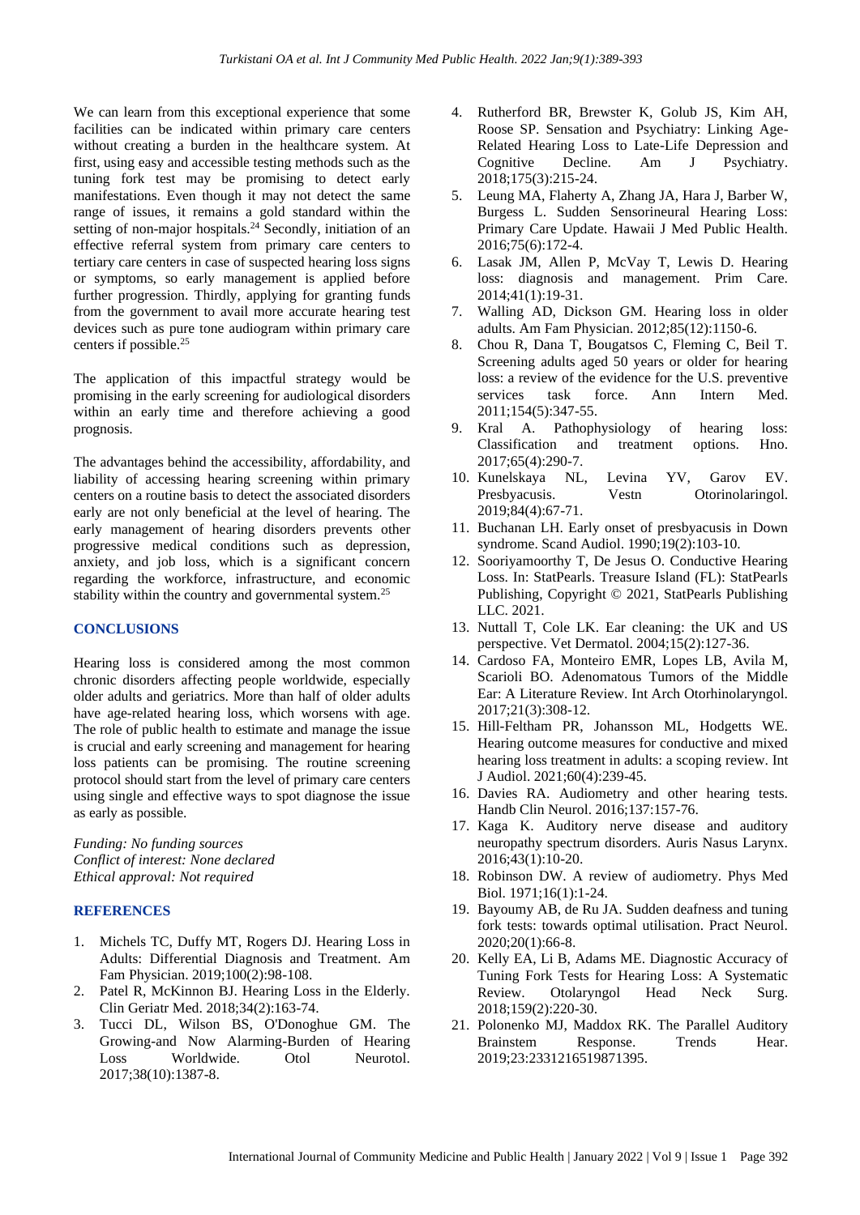We can learn from this exceptional experience that some facilities can be indicated within primary care centers without creating a burden in the healthcare system. At first, using easy and accessible testing methods such as the tuning fork test may be promising to detect early manifestations. Even though it may not detect the same range of issues, it remains a gold standard within the setting of non-major hospitals.[24] Secondly, initiation of an effective referral system from primary care centers to tertiary care centers in case of suspected hearing loss signs or symptoms, so early management is applied before further progression. Thirdly, applying for granting funds from the government to avail more accurate hearing test devices such as pure tone audiogram within primary care centers if possible.[25]

The application of this impactful strategy would be promising in the early screening for audiological disorders within an early time and therefore achieving a good prognosis.

The advantages behind the accessibility, affordability, and liability of accessing hearing screening within primary centers on a routine basis to detect the associated disorders early are not only beneficial at the level of hearing. The early management of hearing disorders prevents other progressive medical conditions such as depression, anxiety, and job loss, which is a significant concern regarding the workforce, infrastructure, and economic stability within the country and governmental system.[25]

## CONCLUSIONS

Hearing loss is considered among the most common chronic disorders affecting people worldwide, especially older adults and geriatrics. More than half of older adults have age-related hearing loss, which worsens with age. The role of public health to estimate and manage the issue is crucial and early screening and management for hearing loss patients can be promising. The routine screening protocol should start from the level of primary care centers using single and effective ways to spot diagnose the issue as early as possible.

*Funding: No funding sources*
*Conflict of interest: None declared*
*Ethical approval: Not required*

## REFERENCES

1. Michels TC, Duffy MT, Rogers DJ. Hearing Loss in Adults: Differential Diagnosis and Treatment. Am Fam Physician. 2019;100(2):98-108.
2. Patel R, McKinnon BJ. Hearing Loss in the Elderly. Clin Geriatr Med. 2018;34(2):163-74.
3. Tucci DL, Wilson BS, O'Donoghue GM. The Growing-and Now Alarming-Burden of Hearing Loss Worldwide. Otol Neurotol. 2017;38(10):1387-8.
4. Rutherford BR, Brewster K, Golub JS, Kim AH, Roose SP. Sensation and Psychiatry: Linking Age-Related Hearing Loss to Late-Life Depression and Cognitive Decline. Am J Psychiatry. 2018;175(3):215-24.
5. Leung MA, Flaherty A, Zhang JA, Hara J, Barber W, Burgess L. Sudden Sensorineural Hearing Loss: Primary Care Update. Hawaii J Med Public Health. 2016;75(6):172-4.
6. Lasak JM, Allen P, McVay T, Lewis D. Hearing loss: diagnosis and management. Prim Care. 2014;41(1):19-31.
7. Walling AD, Dickson GM. Hearing loss in older adults. Am Fam Physician. 2012;85(12):1150-6.
8. Chou R, Dana T, Bougatsos C, Fleming C, Beil T. Screening adults aged 50 years or older for hearing loss: a review of the evidence for the U.S. preventive services task force. Ann Intern Med. 2011;154(5):347-55.
9. Kral A. Pathophysiology of hearing loss: Classification and treatment options. Hno. 2017;65(4):290-7.
10. Kunelskaya NL, Levina YV, Garov EV. Presbyacusis. Vestn Otorinolaringol. 2019;84(4):67-71.
11. Buchanan LH. Early onset of presbyacusis in Down syndrome. Scand Audiol. 1990;19(2):103-10.
12. Sooriyamoorthy T, De Jesus O. Conductive Hearing Loss. In: StatPearls. Treasure Island (FL): StatPearls Publishing, Copyright © 2021, StatPearls Publishing LLC. 2021.
13. Nuttall T, Cole LK. Ear cleaning: the UK and US perspective. Vet Dermatol. 2004;15(2):127-36.
14. Cardoso FA, Monteiro EMR, Lopes LB, Avila M, Scarioli BO. Adenomatous Tumors of the Middle Ear: A Literature Review. Int Arch Otorhinolaryngol. 2017;21(3):308-12.
15. Hill-Feltham PR, Johansson ML, Hodgetts WE. Hearing outcome measures for conductive and mixed hearing loss treatment in adults: a scoping review. Int J Audiol. 2021;60(4):239-45.
16. Davies RA. Audiometry and other hearing tests. Handb Clin Neurol. 2016;137:157-76.
17. Kaga K. Auditory nerve disease and auditory neuropathy spectrum disorders. Auris Nasus Larynx. 2016;43(1):10-20.
18. Robinson DW. A review of audiometry. Phys Med Biol. 1971;16(1):1-24.
19. Bayoumy AB, de Ru JA. Sudden deafness and tuning fork tests: towards optimal utilisation. Pract Neurol. 2020;20(1):66-8.
20. Kelly EA, Li B, Adams ME. Diagnostic Accuracy of Tuning Fork Tests for Hearing Loss: A Systematic Review. Otolaryngol Head Neck Surg. 2018;159(2):220-30.
21. Polonenko MJ, Maddox RK. The Parallel Auditory Brainstem Response. Trends Hear. 2019;23:2331216519871395.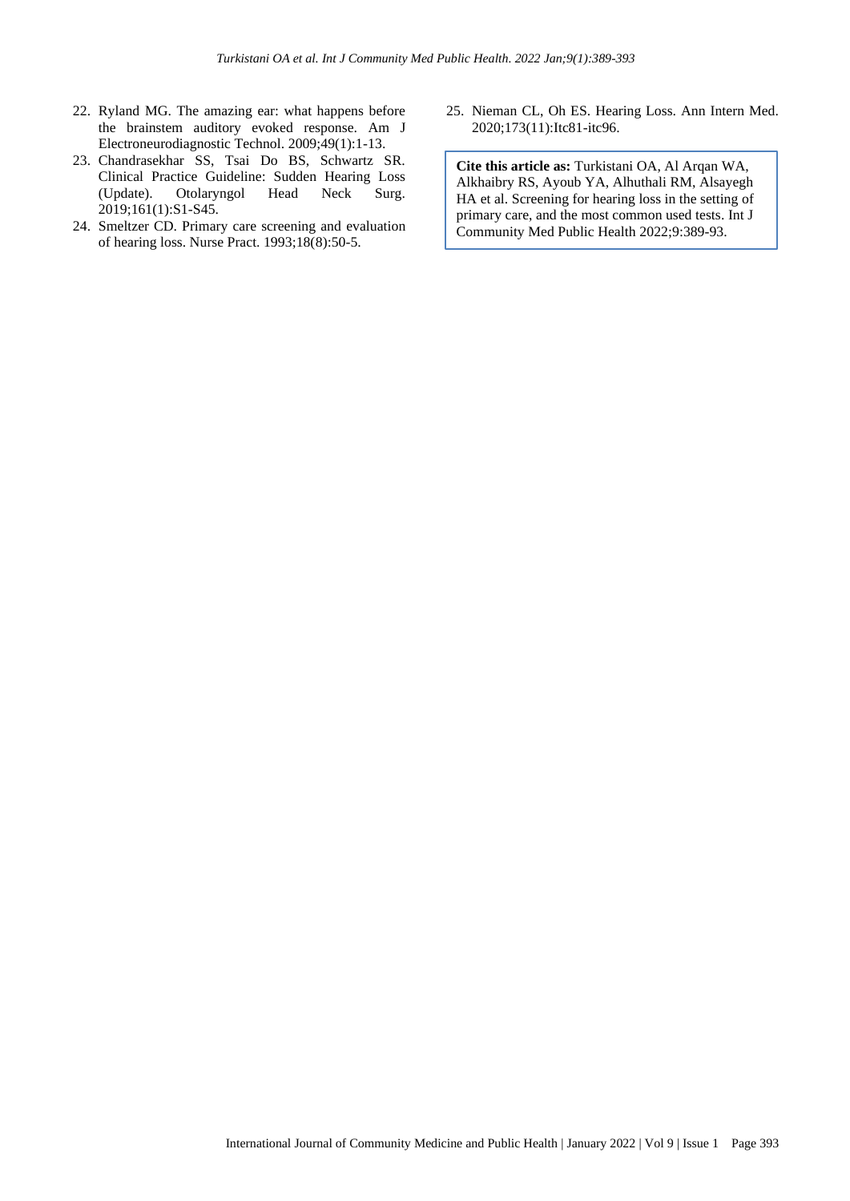22. Ryland MG. The amazing ear: what happens before the brainstem auditory evoked response. Am J Electroneurodiagnostic Technol. 2009;49(1):1-13.
23. Chandrasekhar SS, Tsai Do BS, Schwartz SR. Clinical Practice Guideline: Sudden Hearing Loss (Update). Otolaryngol Head Neck Surg. 2019;161(1):S1-S45.
24. Smeltzer CD. Primary care screening and evaluation of hearing loss. Nurse Pract. 1993;18(8):50-5.
25. Nieman CL, Oh ES. Hearing Loss. Ann Intern Med. 2020;173(11):Itc81-itc96.

**Cite this article as:** Turkistani OA, Al Arqan WA, Alkhaibry RS, Ayoub YA, Alhuthali RM, Alsayegh HA et al. Screening for hearing loss in the setting of primary care, and the most common used tests. Int J Community Med Public Health 2022;9:389-93.